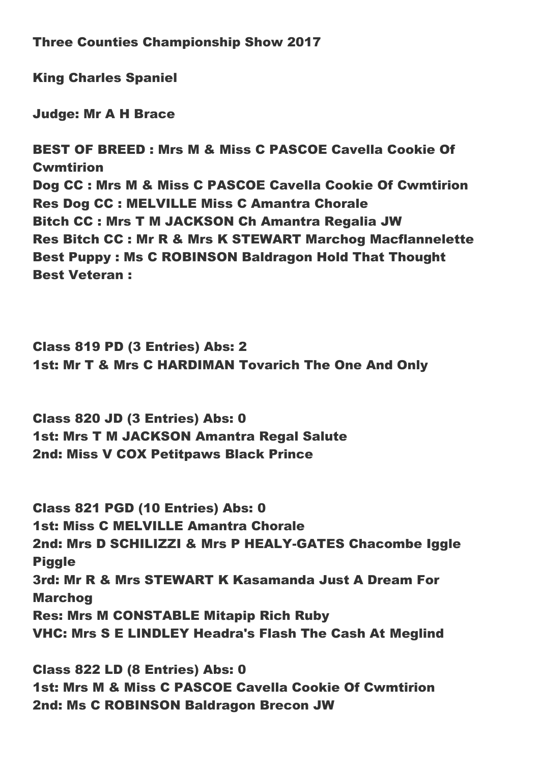**Three Counties Championship Show 2017**

**King Charles Spaniel**

**Judge: Mr A H Brace**

**BEST OF BREED : Mrs M & Miss C PASCOE Cavella Cookie Of Cwmtirion**
**Dog CC : Mrs M & Miss C PASCOE Cavella Cookie Of Cwmtirion**
**Res Dog CC : MELVILLE Miss C Amantra Chorale**
**Bitch CC : Mrs T M JACKSON Ch Amantra Regalia JW**
**Res Bitch CC : Mr R & Mrs K STEWART Marchog Macflannelette**
**Best Puppy : Ms C ROBINSON Baldragon Hold That Thought**
**Best Veteran :**

**Class 819 PD (3 Entries) Abs: 2**
**1st: Mr T & Mrs C HARDIMAN Tovarich The One And Only**

**Class 820 JD (3 Entries) Abs: 0**
**1st: Mrs T M JACKSON Amantra Regal Salute**
**2nd: Miss V COX Petitpaws Black Prince**

**Class 821 PGD (10 Entries) Abs: 0**
**1st: Miss C MELVILLE Amantra Chorale**
**2nd: Mrs D SCHILIZZI & Mrs P HEALY-GATES Chacombe Iggle Piggle**
**3rd: Mr R & Mrs STEWART K Kasamanda Just A Dream For Marchog**
**Res: Mrs M CONSTABLE Mitapip Rich Ruby**
**VHC: Mrs S E LINDLEY Headra's Flash The Cash At Meglind**

**Class 822 LD (8 Entries) Abs: 0**
**1st: Mrs M & Miss C PASCOE Cavella Cookie Of Cwmtirion**
**2nd: Ms C ROBINSON Baldragon Brecon JW**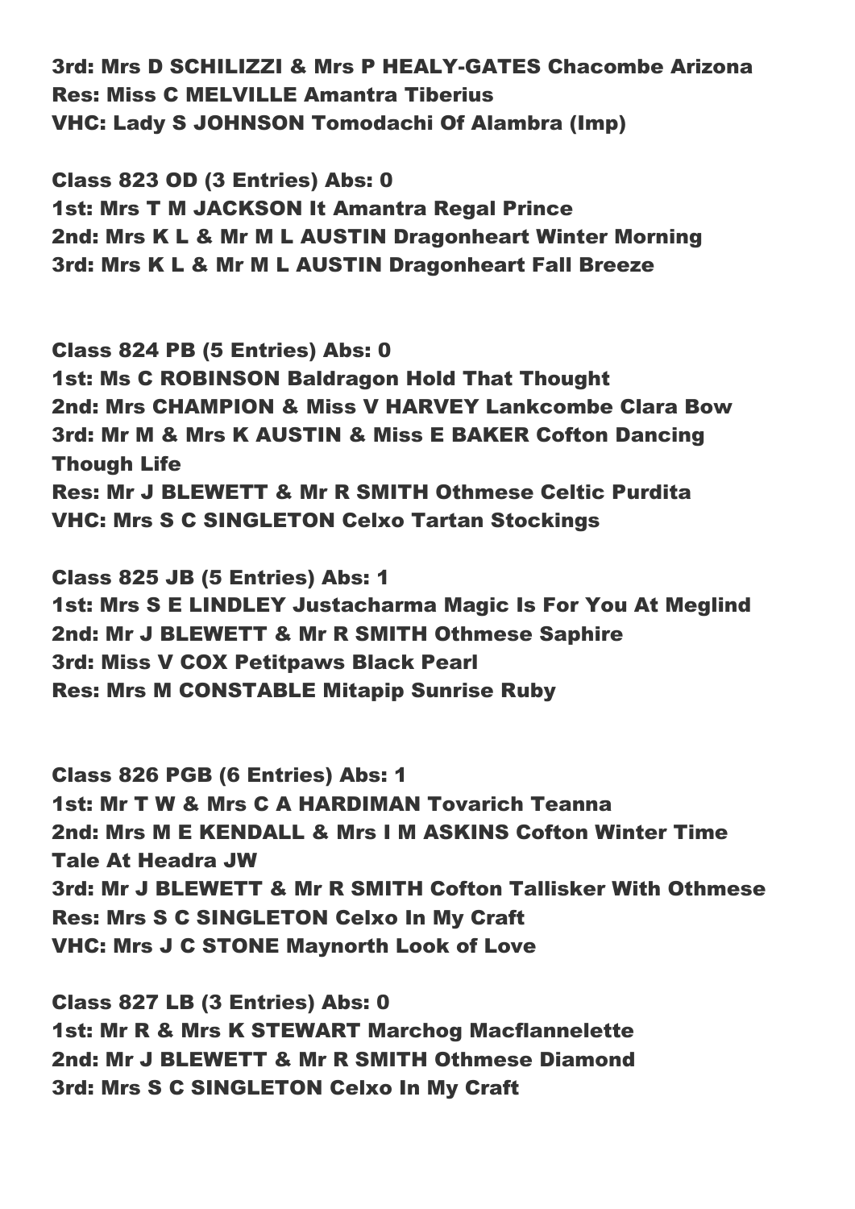**3rd: Mrs D SCHILIZZI & Mrs P HEALY-GATES Chacombe Arizona**
**Res: Miss C MELVILLE Amantra Tiberius**
**VHC: Lady S JOHNSON Tomodachi Of Alambra (Imp)**

**Class 823 OD (3 Entries) Abs: 0**
**1st: Mrs T M JACKSON It Amantra Regal Prince**
**2nd: Mrs K L & Mr M L AUSTIN Dragonheart Winter Morning**
**3rd: Mrs K L & Mr M L AUSTIN Dragonheart Fall Breeze**

**Class 824 PB (5 Entries) Abs: 0**
**1st: Ms C ROBINSON Baldragon Hold That Thought**
**2nd: Mrs CHAMPION & Miss V HARVEY Lankcombe Clara Bow**
**3rd: Mr M & Mrs K AUSTIN & Miss E BAKER Cofton Dancing Though Life**
**Res: Mr J BLEWETT & Mr R SMITH Othmese Celtic Purdita**
**VHC: Mrs S C SINGLETON Celxo Tartan Stockings**

**Class 825 JB (5 Entries) Abs: 1**
**1st: Mrs S E LINDLEY Justacharma Magic Is For You At Meglind**
**2nd: Mr J BLEWETT & Mr R SMITH Othmese Saphire**
**3rd: Miss V COX Petitpaws Black Pearl**
**Res: Mrs M CONSTABLE Mitapip Sunrise Ruby**

**Class 826 PGB (6 Entries) Abs: 1**
**1st: Mr T W & Mrs C A HARDIMAN Tovarich Teanna**
**2nd: Mrs M E KENDALL & Mrs I M ASKINS Cofton Winter Time Tale At Headra JW**
**3rd: Mr J BLEWETT & Mr R SMITH Cofton Tallisker With Othmese**
**Res: Mrs S C SINGLETON Celxo In My Craft**
**VHC: Mrs J C STONE Maynorth Look of Love**

**Class 827 LB (3 Entries) Abs: 0**
**1st: Mr R & Mrs K STEWART Marchog Macflannelette**
**2nd: Mr J BLEWETT & Mr R SMITH Othmese Diamond**
**3rd: Mrs S C SINGLETON Celxo In My Craft**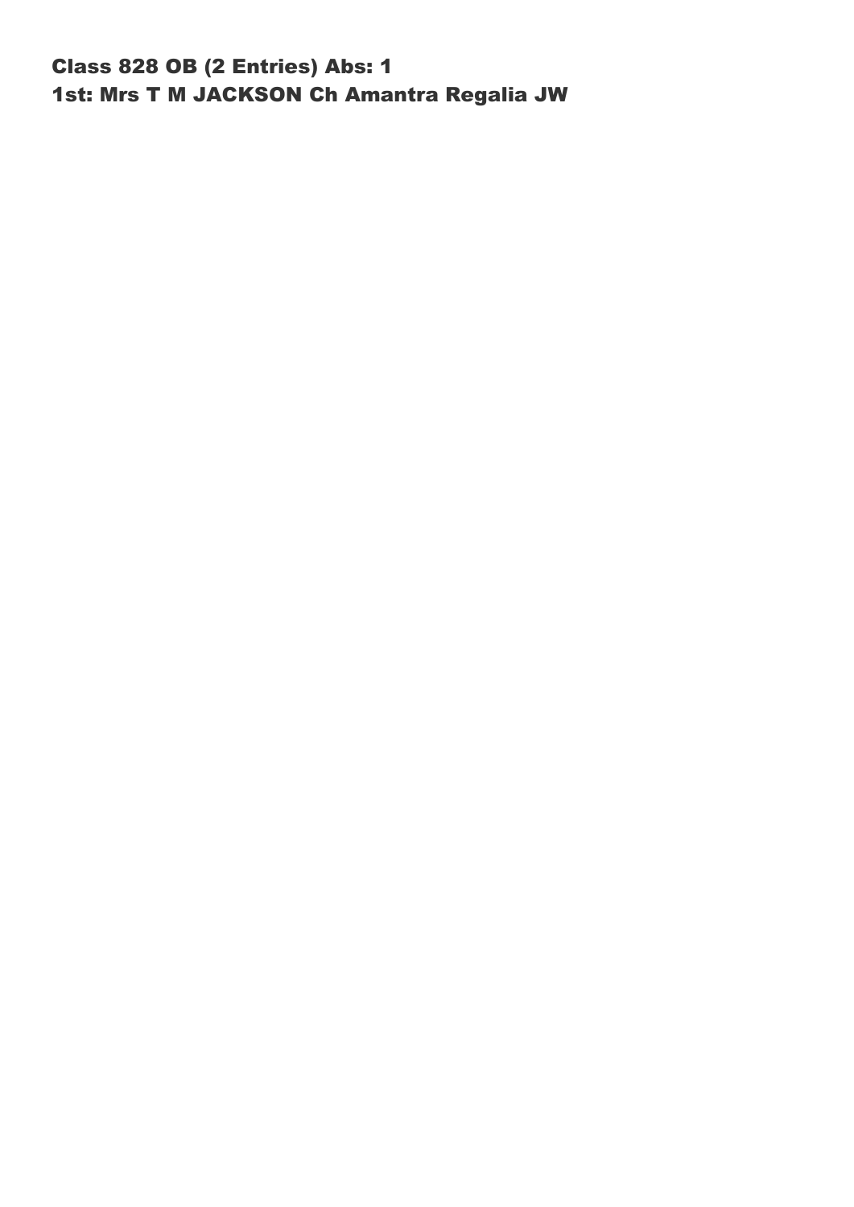**Class 828 OB (2 Entries) Abs: 1**
**1st: Mrs T M JACKSON Ch Amantra Regalia JW**